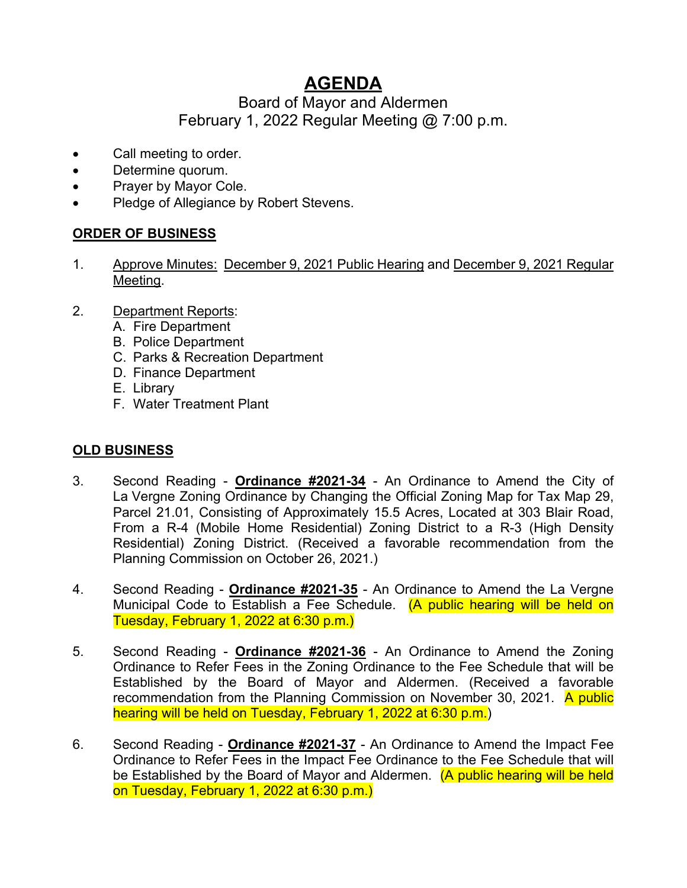# AGENDA

Board of Mayor and Aldermen
February 1, 2022 Regular Meeting @ 7:00 p.m.

- Call meeting to order.
- Determine quorum.
- Prayer by Mayor Cole.
- Pledge of Allegiance by Robert Stevens.

**ORDER OF BUSINESS**

1. Approve Minutes: December 9, 2021 Public Hearing and December 9, 2021 Regular Meeting.

2. Department Reports:
   A. Fire Department
   B. Police Department
   C. Parks & Recreation Department
   D. Finance Department
   E. Library
   F. Water Treatment Plant

**OLD BUSINESS**

3. Second Reading - **Ordinance #2021-34** - An Ordinance to Amend the City of La Vergne Zoning Ordinance by Changing the Official Zoning Map for Tax Map 29, Parcel 21.01, Consisting of Approximately 15.5 Acres, Located at 303 Blair Road, From a R-4 (Mobile Home Residential) Zoning District to a R-3 (High Density Residential) Zoning District. (Received a favorable recommendation from the Planning Commission on October 26, 2021.)

4. Second Reading - **Ordinance #2021-35** - An Ordinance to Amend the La Vergne Municipal Code to Establish a Fee Schedule. (A public hearing will be held on Tuesday, February 1, 2022 at 6:30 p.m.)

5. Second Reading - **Ordinance #2021-36** - An Ordinance to Amend the Zoning Ordinance to Refer Fees in the Zoning Ordinance to the Fee Schedule that will be Established by the Board of Mayor and Aldermen. (Received a favorable recommendation from the Planning Commission on November 30, 2021. A public hearing will be held on Tuesday, February 1, 2022 at 6:30 p.m.)

6. Second Reading - **Ordinance #2021-37** - An Ordinance to Amend the Impact Fee Ordinance to Refer Fees in the Impact Fee Ordinance to the Fee Schedule that will be Established by the Board of Mayor and Aldermen. (A public hearing will be held on Tuesday, February 1, 2022 at 6:30 p.m.)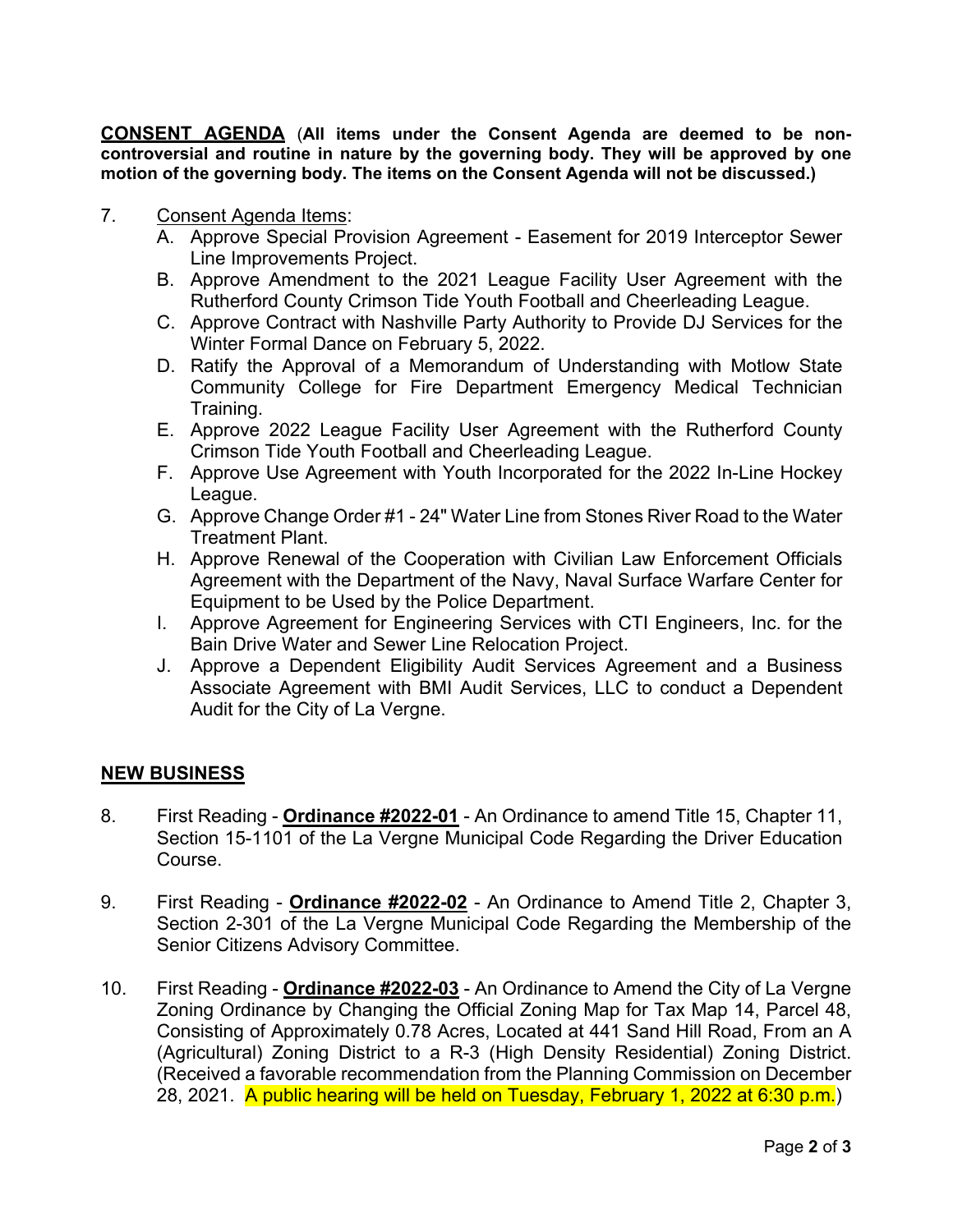**<u>CONSENT AGENDA</u>** (**All items under the Consent Agenda are deemed to be non-controversial and routine in nature by the governing body. They will be approved by one motion of the governing body. The items on the Consent Agenda will not be discussed.)**

7. <u>Consent Agenda Items</u>:
   - A. Approve Special Provision Agreement - Easement for 2019 Interceptor Sewer Line Improvements Project.
   - B. Approve Amendment to the 2021 League Facility User Agreement with the Rutherford County Crimson Tide Youth Football and Cheerleading League.
   - C. Approve Contract with Nashville Party Authority to Provide DJ Services for the Winter Formal Dance on February 5, 2022.
   - D. Ratify the Approval of a Memorandum of Understanding with Motlow State Community College for Fire Department Emergency Medical Technician Training.
   - E. Approve 2022 League Facility User Agreement with the Rutherford County Crimson Tide Youth Football and Cheerleading League.
   - F. Approve Use Agreement with Youth Incorporated for the 2022 In-Line Hockey League.
   - G. Approve Change Order #1 - 24" Water Line from Stones River Road to the Water Treatment Plant.
   - H. Approve Renewal of the Cooperation with Civilian Law Enforcement Officials Agreement with the Department of the Navy, Naval Surface Warfare Center for Equipment to be Used by the Police Department.
   - I. Approve Agreement for Engineering Services with CTI Engineers, Inc. for the Bain Drive Water and Sewer Line Relocation Project.
   - J. Approve a Dependent Eligibility Audit Services Agreement and a Business Associate Agreement with BMI Audit Services, LLC to conduct a Dependent Audit for the City of La Vergne.

## <u>NEW BUSINESS</u>

8. First Reading - **<u>Ordinance #2022-01</u>** - An Ordinance to amend Title 15, Chapter 11, Section 15-1101 of the La Vergne Municipal Code Regarding the Driver Education Course.

9. First Reading - **<u>Ordinance #2022-02</u>** - An Ordinance to Amend Title 2, Chapter 3, Section 2-301 of the La Vergne Municipal Code Regarding the Membership of the Senior Citizens Advisory Committee.

10. First Reading - **<u>Ordinance #2022-03</u>** - An Ordinance to Amend the City of La Vergne Zoning Ordinance by Changing the Official Zoning Map for Tax Map 14, Parcel 48, Consisting of Approximately 0.78 Acres, Located at 441 Sand Hill Road, From an A (Agricultural) Zoning District to a R-3 (High Density Residential) Zoning District. (Received a favorable recommendation from the Planning Commission on December 28, 2021. A public hearing will be held on Tuesday, February 1, 2022 at 6:30 p.m.)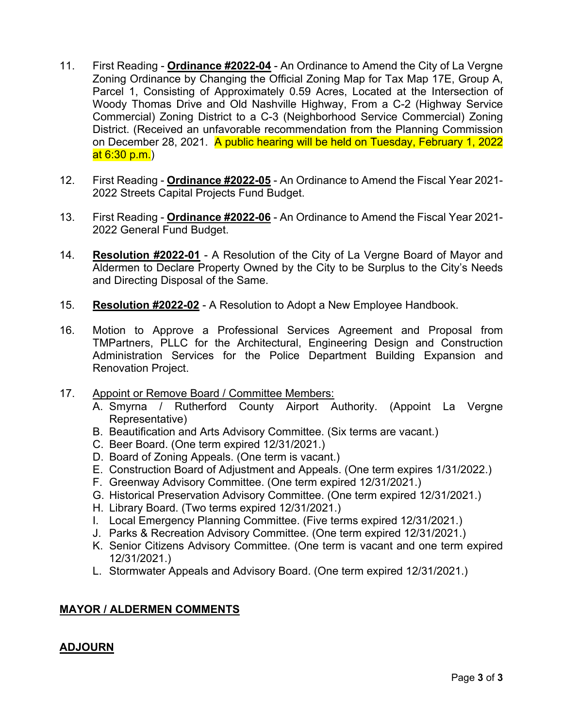11. First Reading - **Ordinance #2022-04** - An Ordinance to Amend the City of La Vergne Zoning Ordinance by Changing the Official Zoning Map for Tax Map 17E, Group A, Parcel 1, Consisting of Approximately 0.59 Acres, Located at the Intersection of Woody Thomas Drive and Old Nashville Highway, From a C-2 (Highway Service Commercial) Zoning District to a C-3 (Neighborhood Service Commercial) Zoning District. (Received an unfavorable recommendation from the Planning Commission on December 28, 2021. A public hearing will be held on Tuesday, February 1, 2022 at 6:30 p.m.)

12. First Reading - **Ordinance #2022-05** - An Ordinance to Amend the Fiscal Year 2021-2022 Streets Capital Projects Fund Budget.

13. First Reading - **Ordinance #2022-06** - An Ordinance to Amend the Fiscal Year 2021-2022 General Fund Budget.

14. **Resolution #2022-01** - A Resolution of the City of La Vergne Board of Mayor and Aldermen to Declare Property Owned by the City to be Surplus to the City's Needs and Directing Disposal of the Same.

15. **Resolution #2022-02** - A Resolution to Adopt a New Employee Handbook.

16. Motion to Approve a Professional Services Agreement and Proposal from TMPartners, PLLC for the Architectural, Engineering Design and Construction Administration Services for the Police Department Building Expansion and Renovation Project.

17. Appoint or Remove Board / Committee Members:
    - A. Smyrna / Rutherford County Airport Authority. (Appoint La Vergne Representative)
    - B. Beautification and Arts Advisory Committee. (Six terms are vacant.)
    - C. Beer Board. (One term expired 12/31/2021.)
    - D. Board of Zoning Appeals. (One term is vacant.)
    - E. Construction Board of Adjustment and Appeals. (One term expires 1/31/2022.)
    - F. Greenway Advisory Committee. (One term expired 12/31/2021.)
    - G. Historical Preservation Advisory Committee. (One term expired 12/31/2021.)
    - H. Library Board. (Two terms expired 12/31/2021.)
    - I. Local Emergency Planning Committee. (Five terms expired 12/31/2021.)
    - J. Parks & Recreation Advisory Committee. (One term expired 12/31/2021.)
    - K. Senior Citizens Advisory Committee. (One term is vacant and one term expired 12/31/2021.)
    - L. Stormwater Appeals and Advisory Board. (One term expired 12/31/2021.)

## MAYOR / ALDERMEN COMMENTS

## ADJOURN